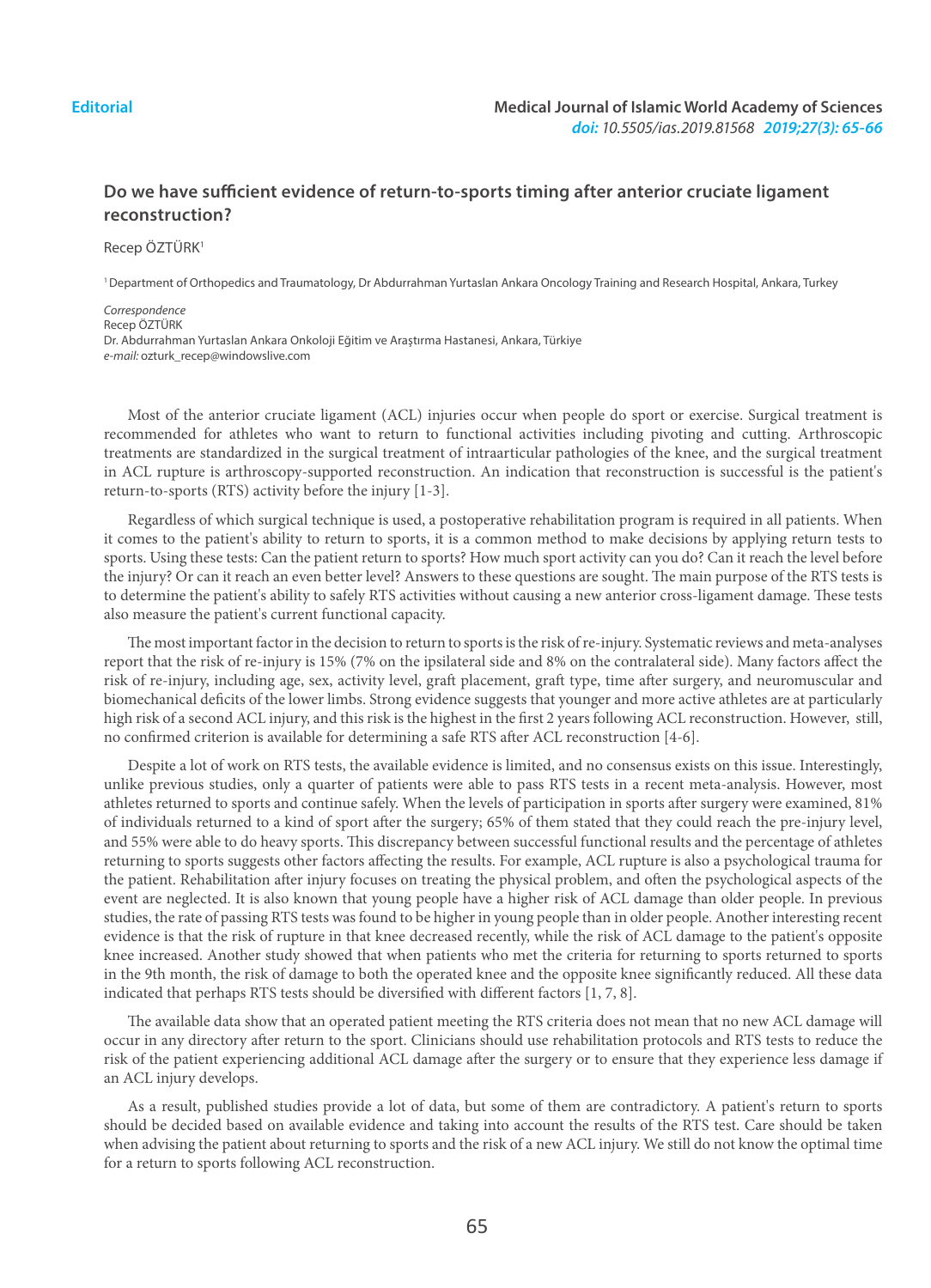Editorial

# Do we have sufficient evidence of return-to-sports timing after anterior cruciate ligament reconstruction?

Recep ÖZTÜRK[1]

[1] Department of Orthopedics and Traumatology, Dr Abdurrahman Yurtaslan Ankara Oncology Training and Research Hospital, Ankara, Turkey

*Correspondence*
Recep ÖZTÜRK
Dr. Abdurrahman Yurtaslan Ankara Onkoloji Eğitim ve Araştırma Hastanesi, Ankara, Türkiye
*e-mail:* ozturk_recep@windowslive.com

Most of the anterior cruciate ligament (ACL) injuries occur when people do sport or exercise. Surgical treatment is recommended for athletes who want to return to functional activities including pivoting and cutting. Arthroscopic treatments are standardized in the surgical treatment of intraarticular pathologies of the knee, and the surgical treatment in ACL rupture is arthroscopy-supported reconstruction. An indication that reconstruction is successful is the patient's return-to-sports (RTS) activity before the injury [1-3].

Regardless of which surgical technique is used, a postoperative rehabilitation program is required in all patients. When it comes to the patient's ability to return to sports, it is a common method to make decisions by applying return tests to sports. Using these tests: Can the patient return to sports? How much sport activity can you do? Can it reach the level before the injury? Or can it reach an even better level? Answers to these questions are sought. The main purpose of the RTS tests is to determine the patient's ability to safely RTS activities without causing a new anterior cross-ligament damage. These tests also measure the patient's current functional capacity.

The most important factor in the decision to return to sports is the risk of re-injury. Systematic reviews and meta-analyses report that the risk of re-injury is 15% (7% on the ipsilateral side and 8% on the contralateral side). Many factors affect the risk of re-injury, including age, sex, activity level, graft placement, graft type, time after surgery, and neuromuscular and biomechanical deficits of the lower limbs. Strong evidence suggests that younger and more active athletes are at particularly high risk of a second ACL injury, and this risk is the highest in the first 2 years following ACL reconstruction. However, still, no confirmed criterion is available for determining a safe RTS after ACL reconstruction [4-6].

Despite a lot of work on RTS tests, the available evidence is limited, and no consensus exists on this issue. Interestingly, unlike previous studies, only a quarter of patients were able to pass RTS tests in a recent meta-analysis. However, most athletes returned to sports and continue safely. When the levels of participation in sports after surgery were examined, 81% of individuals returned to a kind of sport after the surgery; 65% of them stated that they could reach the pre-injury level, and 55% were able to do heavy sports. This discrepancy between successful functional results and the percentage of athletes returning to sports suggests other factors affecting the results. For example, ACL rupture is also a psychological trauma for the patient. Rehabilitation after injury focuses on treating the physical problem, and often the psychological aspects of the event are neglected. It is also known that young people have a higher risk of ACL damage than older people. In previous studies, the rate of passing RTS tests was found to be higher in young people than in older people. Another interesting recent evidence is that the risk of rupture in that knee decreased recently, while the risk of ACL damage to the patient's opposite knee increased. Another study showed that when patients who met the criteria for returning to sports returned to sports in the 9th month, the risk of damage to both the operated knee and the opposite knee significantly reduced. All these data indicated that perhaps RTS tests should be diversified with different factors [1, 7, 8].

The available data show that an operated patient meeting the RTS criteria does not mean that no new ACL damage will occur in any directory after return to the sport. Clinicians should use rehabilitation protocols and RTS tests to reduce the risk of the patient experiencing additional ACL damage after the surgery or to ensure that they experience less damage if an ACL injury develops.

As a result, published studies provide a lot of data, but some of them are contradictory. A patient's return to sports should be decided based on available evidence and taking into account the results of the RTS test. Care should be taken when advising the patient about returning to sports and the risk of a new ACL injury. We still do not know the optimal time for a return to sports following ACL reconstruction.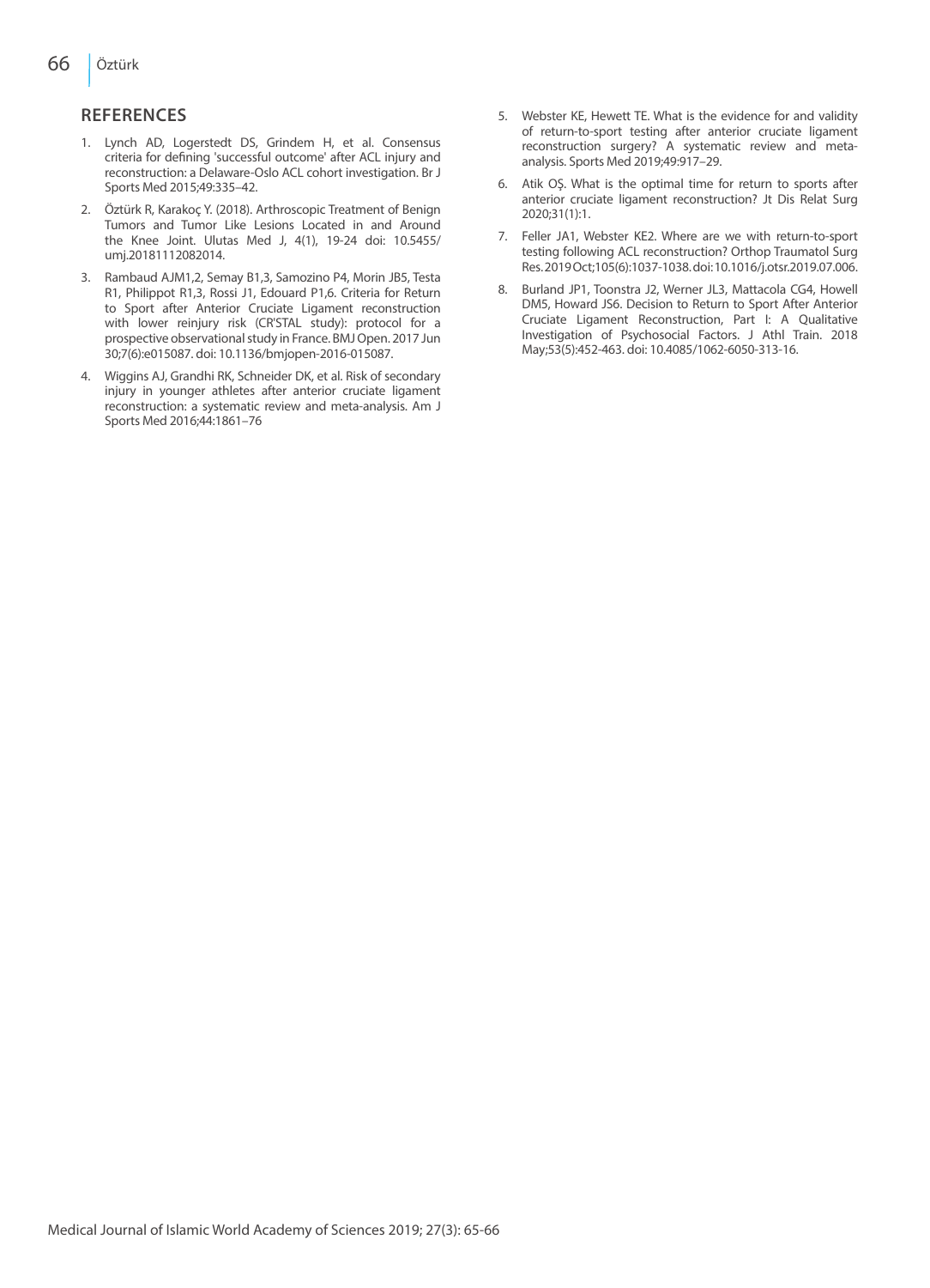## REFERENCES

1. Lynch AD, Logerstedt DS, Grindem H, et al. Consensus criteria for defining 'successful outcome' after ACL injury and reconstruction: a Delaware-Oslo ACL cohort investigation. Br J Sports Med 2015;49:335–42.
2. Öztürk R, Karakoç Y. (2018). Arthroscopic Treatment of Benign Tumors and Tumor Like Lesions Located in and Around the Knee Joint. Ulutas Med J, 4(1), 19-24 doi: 10.5455/umj.20181112082014.
3. Rambaud AJM1,2, Semay B1,3, Samozino P4, Morin JB5, Testa R1, Philippot R1,3, Rossi J1, Edouard P1,6. Criteria for Return to Sport after Anterior Cruciate Ligament reconstruction with lower reinjury risk (CR'STAL study): protocol for a prospective observational study in France. BMJ Open. 2017 Jun 30;7(6):e015087. doi: 10.1136/bmjopen-2016-015087.
4. Wiggins AJ, Grandhi RK, Schneider DK, et al. Risk of secondary injury in younger athletes after anterior cruciate ligament reconstruction: a systematic review and meta-analysis. Am J Sports Med 2016;44:1861–76
5. Webster KE, Hewett TE. What is the evidence for and validity of return-to-sport testing after anterior cruciate ligament reconstruction surgery? A systematic review and meta-analysis. Sports Med 2019;49:917–29.
6. Atik OŞ. What is the optimal time for return to sports after anterior cruciate ligament reconstruction? Jt Dis Relat Surg 2020;31(1):1.
7. Feller JA1, Webster KE2. Where are we with return-to-sport testing following ACL reconstruction? Orthop Traumatol Surg Res. 2019 Oct;105(6):1037-1038. doi: 10.1016/j.otsr.2019.07.006.
8. Burland JP1, Toonstra J2, Werner JL3, Mattacola CG4, Howell DM5, Howard JS6. Decision to Return to Sport After Anterior Cruciate Ligament Reconstruction, Part I: A Qualitative Investigation of Psychosocial Factors. J Athl Train. 2018 May;53(5):452-463. doi: 10.4085/1062-6050-313-16.